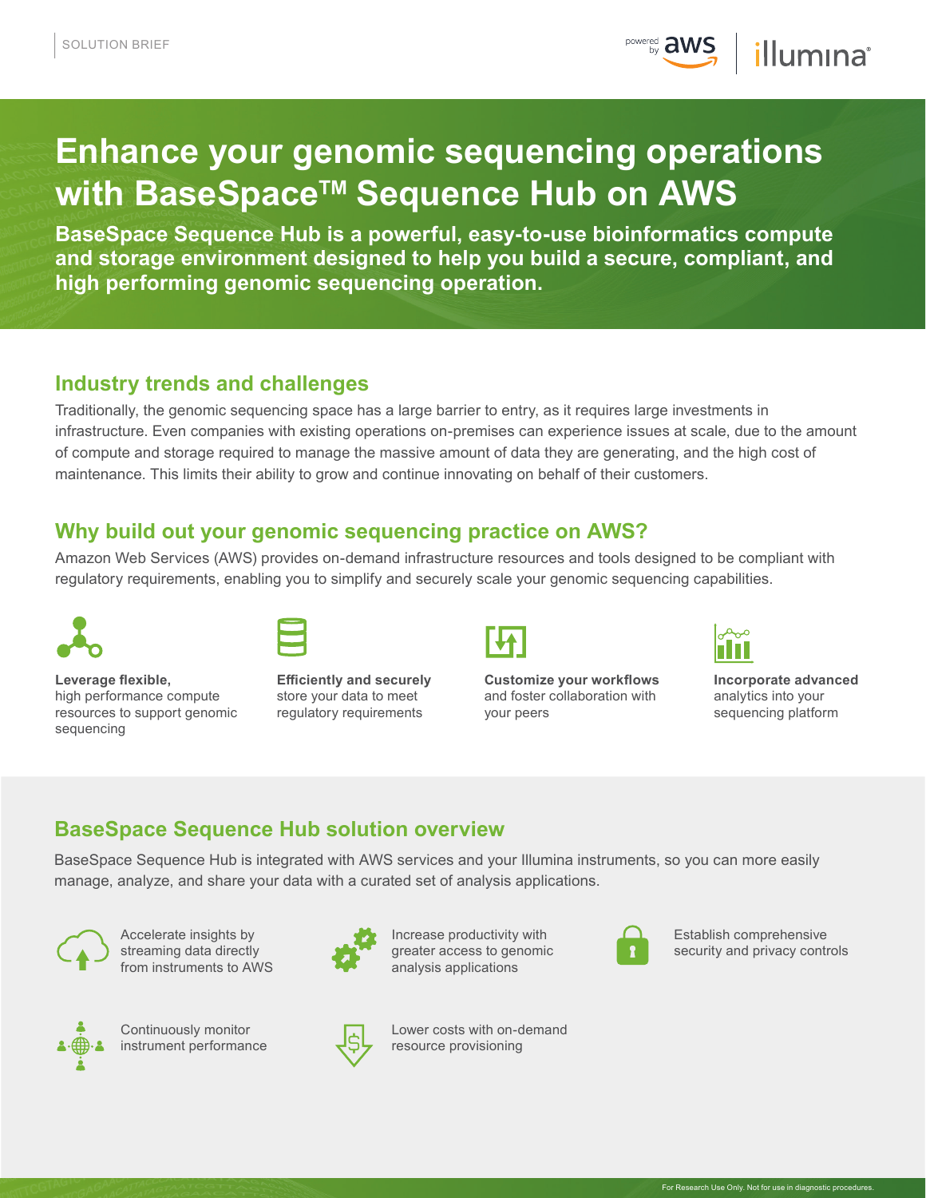SOLUTION BRIEF

# Enhance your genomic sequencing operations with BaseSpace™ Sequence Hub on AWS

**BaseSpace Sequence Hub is a powerful, easy-to-use bioinformatics compute and storage environment designed to help you build a secure, compliant, and high performing genomic sequencing operation.**

## Industry trends and challenges

Traditionally, the genomic sequencing space has a large barrier to entry, as it requires large investments in infrastructure. Even companies with existing operations on-premises can experience issues at scale, due to the amount of compute and storage required to manage the massive amount of data they are generating, and the high cost of maintenance. This limits their ability to grow and continue innovating on behalf of their customers.

## Why build out your genomic sequencing practice on AWS?

Amazon Web Services (AWS) provides on-demand infrastructure resources and tools designed to be compliant with regulatory requirements, enabling you to simplify and securely scale your genomic sequencing capabilities.

- **Leverage flexible,** high performance compute resources to support genomic sequencing
- **Efficiently and securely** store your data to meet regulatory requirements
- **Customize your workflows** and foster collaboration with your peers
- **Incorporate advanced** analytics into your sequencing platform

## BaseSpace Sequence Hub solution overview

BaseSpace Sequence Hub is integrated with AWS services and your Illumina instruments, so you can more easily manage, analyze, and share your data with a curated set of analysis applications.

- Accelerate insights by streaming data directly from instruments to AWS
- Increase productivity with greater access to genomic analysis applications
- Establish comprehensive security and privacy controls
- Continuously monitor instrument performance
- Lower costs with on-demand resource provisioning

For Research Use Only. Not for use in diagnostic procedures.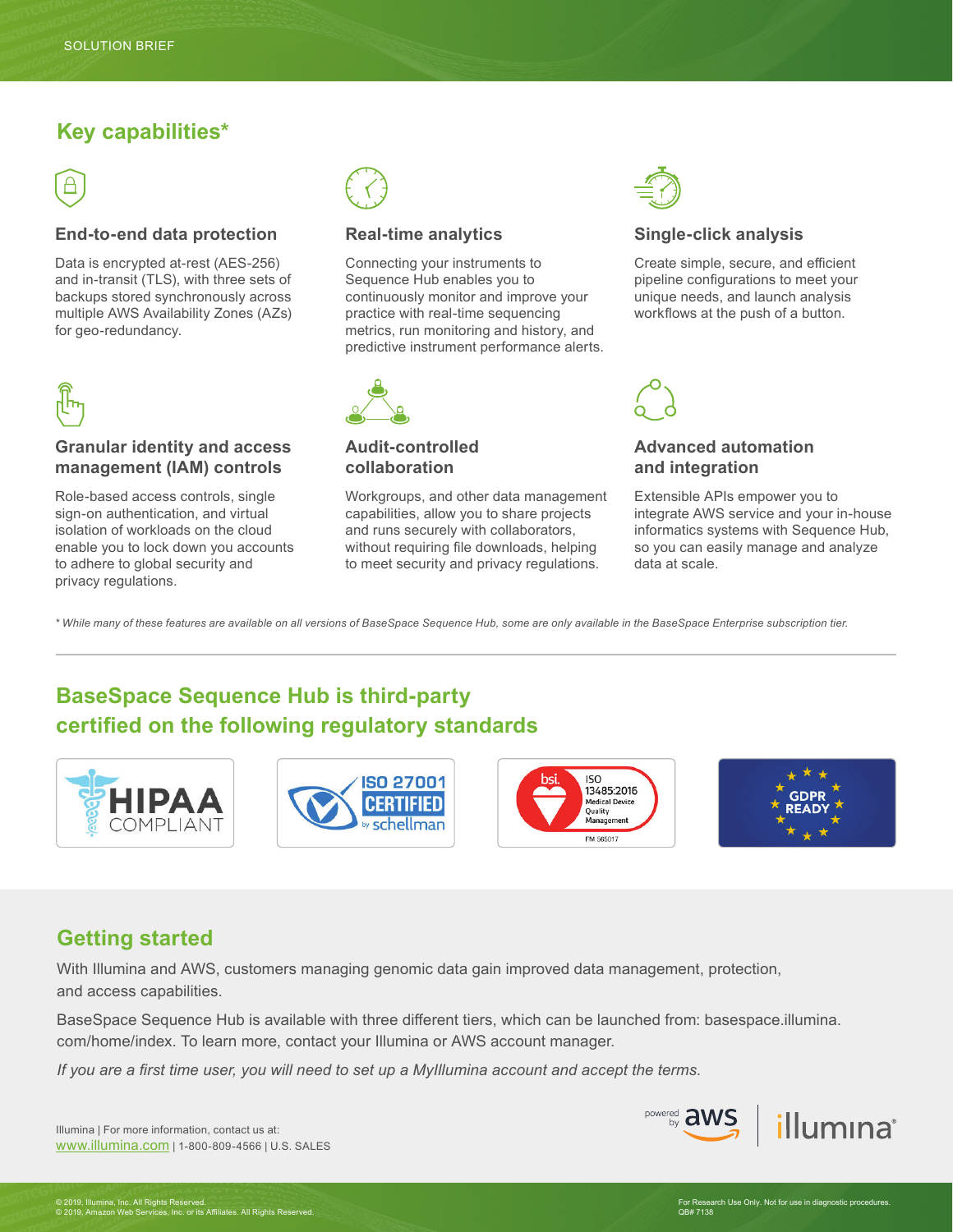## Key capabilities*

### End-to-end data protection

Data is encrypted at-rest (AES-256) and in-transit (TLS), with three sets of backups stored synchronously across multiple AWS Availability Zones (AZs) for geo-redundancy.

### Real-time analytics

Connecting your instruments to Sequence Hub enables you to continuously monitor and improve your practice with real-time sequencing metrics, run monitoring and history, and predictive instrument performance alerts.

### Single-click analysis

Create simple, secure, and efficient pipeline configurations to meet your unique needs, and launch analysis workflows at the push of a button.

### Granular identity and access management (IAM) controls

Role-based access controls, single sign-on authentication, and virtual isolation of workloads on the cloud enable you to lock down you accounts to adhere to global security and privacy regulations.

### Audit-controlled collaboration

Workgroups, and other data management capabilities, allow you to share projects and runs securely with collaborators, without requiring file downloads, helping to meet security and privacy regulations.

### Advanced automation and integration

Extensible APIs empower you to integrate AWS service and your in-house informatics systems with Sequence Hub, so you can easily manage and analyze data at scale.

*\* While many of these features are available on all versions of BaseSpace Sequence Hub, some are only available in the BaseSpace Enterprise subscription tier.*

---

## BaseSpace Sequence Hub is third-party certified on the following regulatory standards

HIPAA COMPLIANT

ISO 27001 CERTIFIED by schellman

bsi. ISO 13485:2016 Medical Device Quality Management FM 565017

GDPR READY

## Getting started

With Illumina and AWS, customers managing genomic data gain improved data management, protection, and access capabilities.

BaseSpace Sequence Hub is available with three different tiers, which can be launched from: basespace.illumina.com/home/index. To learn more, contact your Illumina or AWS account manager.

*If you are a first time user, you will need to set up a MyIllumina account and accept the terms.*

Illumina | For more information, contact us at:
www.illumina.com | 1-800-809-4566 | U.S. SALES

powered by aws | illumina®

© 2019, Illumina, Inc. All Rights Reserved.
© 2019, Amazon Web Services, Inc. or its Affiliates. All Rights Reserved.

For Research Use Only. Not for use in diagnostic procedures.
QB# 7138